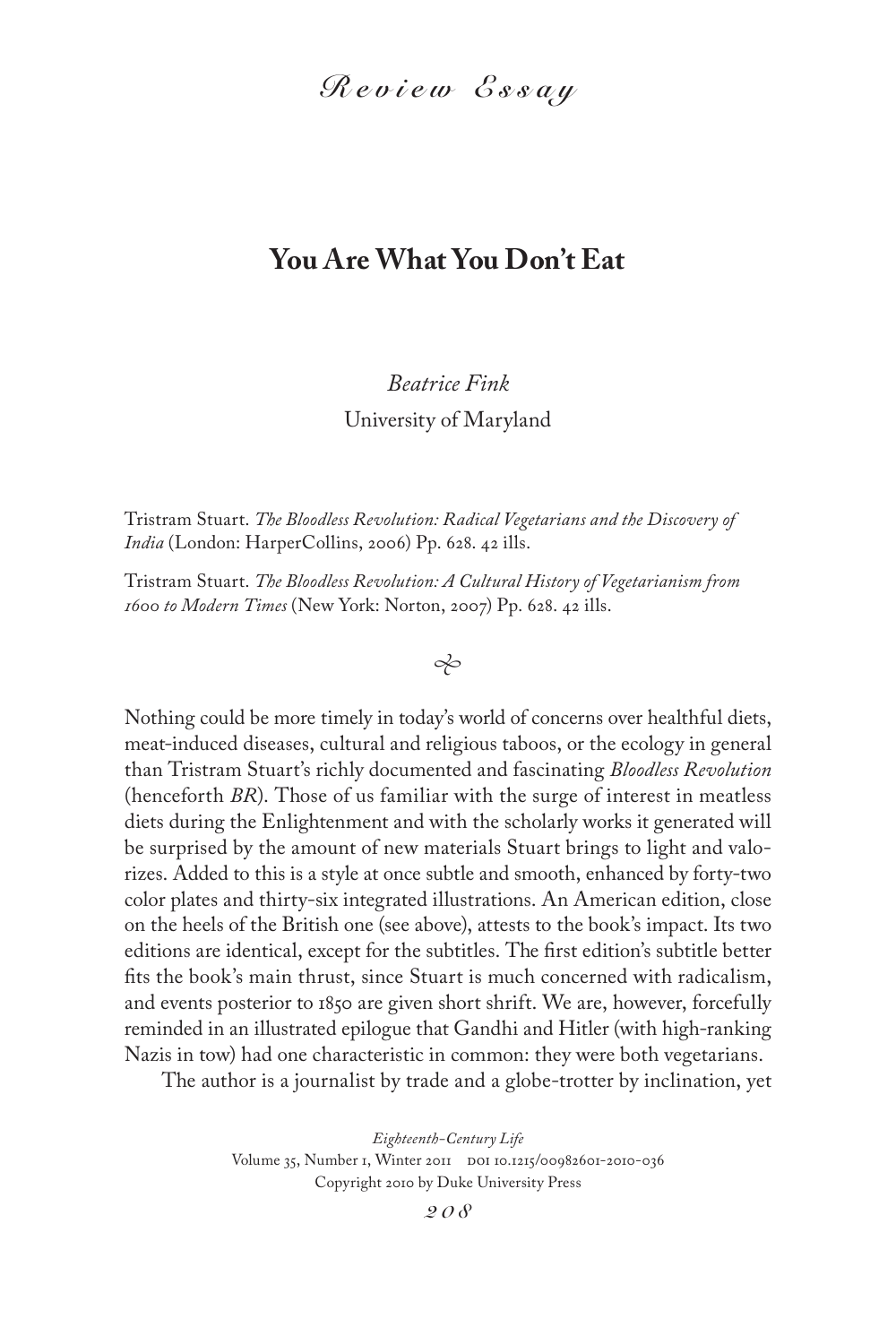*Review Essay*

# You Are What You Don't Eat

*Beatrice Fink*
University of Maryland

Tristram Stuart. *The Bloodless Revolution: Radical Vegetarians and the Discovery of India* (London: HarperCollins, 2006) Pp. 628. 42 ills.

Tristram Stuart. *The Bloodless Revolution: A Cultural History of Vegetarianism from 1600 to Modern Times* (New York: Norton, 2007) Pp. 628. 42 ills.

Nothing could be more timely in today's world of concerns over healthful diets, meat-induced diseases, cultural and religious taboos, or the ecology in general than Tristram Stuart's richly documented and fascinating *Bloodless Revolution* (henceforth *BR*). Those of us familiar with the surge of interest in meatless diets during the Enlightenment and with the scholarly works it generated will be surprised by the amount of new materials Stuart brings to light and valorizes. Added to this is a style at once subtle and smooth, enhanced by forty-two color plates and thirty-six integrated illustrations. An American edition, close on the heels of the British one (see above), attests to the book's impact. Its two editions are identical, except for the subtitles. The first edition's subtitle better fits the book's main thrust, since Stuart is much concerned with radicalism, and events posterior to 1850 are given short shrift. We are, however, forcefully reminded in an illustrated epilogue that Gandhi and Hitler (with high-ranking Nazis in tow) had one characteristic in common: they were both vegetarians.

The author is a journalist by trade and a globe-trotter by inclination, yet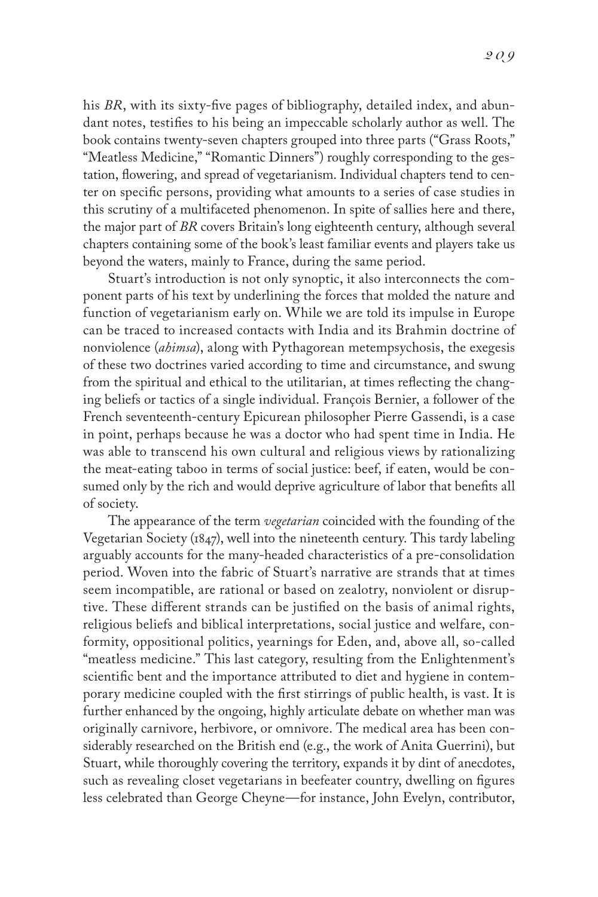his *BR*, with its sixty-five pages of bibliography, detailed index, and abundant notes, testifies to his being an impeccable scholarly author as well. The book contains twenty-seven chapters grouped into three parts ("Grass Roots," "Meatless Medicine," "Romantic Dinners") roughly corresponding to the gestation, flowering, and spread of vegetarianism. Individual chapters tend to center on specific persons, providing what amounts to a series of case studies in this scrutiny of a multifaceted phenomenon. In spite of sallies here and there, the major part of *BR* covers Britain's long eighteenth century, although several chapters containing some of the book's least familiar events and players take us beyond the waters, mainly to France, during the same period.

Stuart's introduction is not only synoptic, it also interconnects the component parts of his text by underlining the forces that molded the nature and function of vegetarianism early on. While we are told its impulse in Europe can be traced to increased contacts with India and its Brahmin doctrine of nonviolence (*ahimsa*), along with Pythagorean metempsychosis, the exegesis of these two doctrines varied according to time and circumstance, and swung from the spiritual and ethical to the utilitarian, at times reflecting the changing beliefs or tactics of a single individual. François Bernier, a follower of the French seventeenth-century Epicurean philosopher Pierre Gassendi, is a case in point, perhaps because he was a doctor who had spent time in India. He was able to transcend his own cultural and religious views by rationalizing the meat-eating taboo in terms of social justice: beef, if eaten, would be consumed only by the rich and would deprive agriculture of labor that benefits all of society.

The appearance of the term *vegetarian* coincided with the founding of the Vegetarian Society (1847), well into the nineteenth century. This tardy labeling arguably accounts for the many-headed characteristics of a pre-consolidation period. Woven into the fabric of Stuart's narrative are strands that at times seem incompatible, are rational or based on zealotry, nonviolent or disruptive. These different strands can be justified on the basis of animal rights, religious beliefs and biblical interpretations, social justice and welfare, conformity, oppositional politics, yearnings for Eden, and, above all, so-called "meatless medicine." This last category, resulting from the Enlightenment's scientific bent and the importance attributed to diet and hygiene in contemporary medicine coupled with the first stirrings of public health, is vast. It is further enhanced by the ongoing, highly articulate debate on whether man was originally carnivore, herbivore, or omnivore. The medical area has been considerably researched on the British end (e.g., the work of Anita Guerrini), but Stuart, while thoroughly covering the territory, expands it by dint of anecdotes, such as revealing closet vegetarians in beefeater country, dwelling on figures less celebrated than George Cheyne—for instance, John Evelyn, contributor,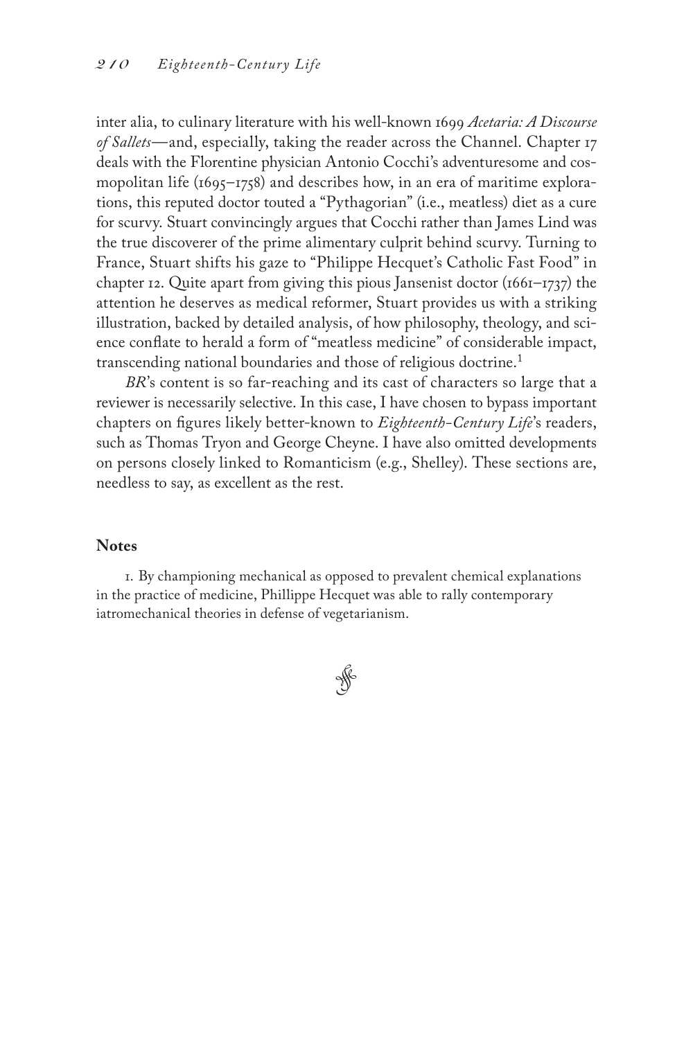inter alia, to culinary literature with his well-known 1699 *Acetaria: A Discourse of Sallets*—and, especially, taking the reader across the Channel. Chapter 17 deals with the Florentine physician Antonio Cocchi's adventuresome and cosmopolitan life (1695–1758) and describes how, in an era of maritime explorations, this reputed doctor touted a "Pythagorian" (i.e., meatless) diet as a cure for scurvy. Stuart convincingly argues that Cocchi rather than James Lind was the true discoverer of the prime alimentary culprit behind scurvy. Turning to France, Stuart shifts his gaze to "Philippe Hecquet's Catholic Fast Food" in chapter 12. Quite apart from giving this pious Jansenist doctor (1661–1737) the attention he deserves as medical reformer, Stuart provides us with a striking illustration, backed by detailed analysis, of how philosophy, theology, and science conflate to herald a form of "meatless medicine" of considerable impact, transcending national boundaries and those of religious doctrine.[1]

*BR*'s content is so far-reaching and its cast of characters so large that a reviewer is necessarily selective. In this case, I have chosen to bypass important chapters on figures likely better-known to *Eighteenth-Century Life*'s readers, such as Thomas Tryon and George Cheyne. I have also omitted developments on persons closely linked to Romanticism (e.g., Shelley). These sections are, needless to say, as excellent as the rest.

## Notes

1. By championing mechanical as opposed to prevalent chemical explanations in the practice of medicine, Phillippe Hecquet was able to rally contemporary iatromechanical theories in defense of vegetarianism.